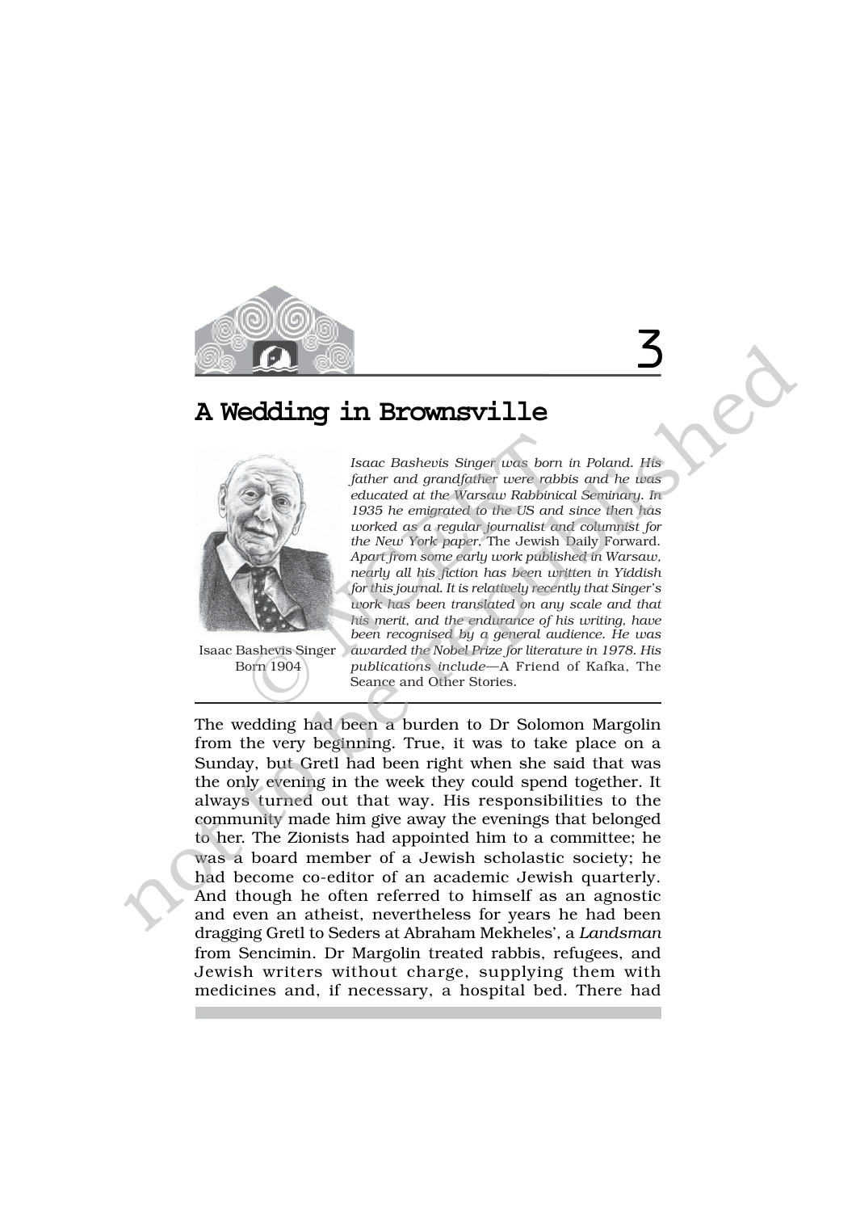3

# A Wedding in Brownsville

Isaac Bashevis Singer
Born 1904

*Isaac Bashevis Singer was born in Poland. His father and grandfather were rabbis and he was educated at the Warsaw Rabbinical Seminary. In 1935 he emigrated to the US and since then has worked as a regular journalist and columnist for the New York paper,* The Jewish Daily Forward. *Apart from some early work published in Warsaw, nearly all his fiction has been written in Yiddish for this journal. It is relatively recently that Singer's work has been translated on any scale and that his merit, and the endurance of his writing, have been recognised by a general audience. He was awarded the Nobel Prize for literature in 1978. His publications include—*A Friend of Kafka, The Seance and Other Stories.

The wedding had been a burden to Dr Solomon Margolin from the very beginning. True, it was to take place on a Sunday, but Gretl had been right when she said that was the only evening in the week they could spend together. It always turned out that way. His responsibilities to the community made him give away the evenings that belonged to her. The Zionists had appointed him to a committee; he was a board member of a Jewish scholastic society; he had become co-editor of an academic Jewish quarterly. And though he often referred to himself as an agnostic and even an atheist, nevertheless for years he had been dragging Gretl to Seders at Abraham Mekheles', a *Landsman* from Sencimin. Dr Margolin treated rabbis, refugees, and Jewish writers without charge, supplying them with medicines and, if necessary, a hospital bed. There had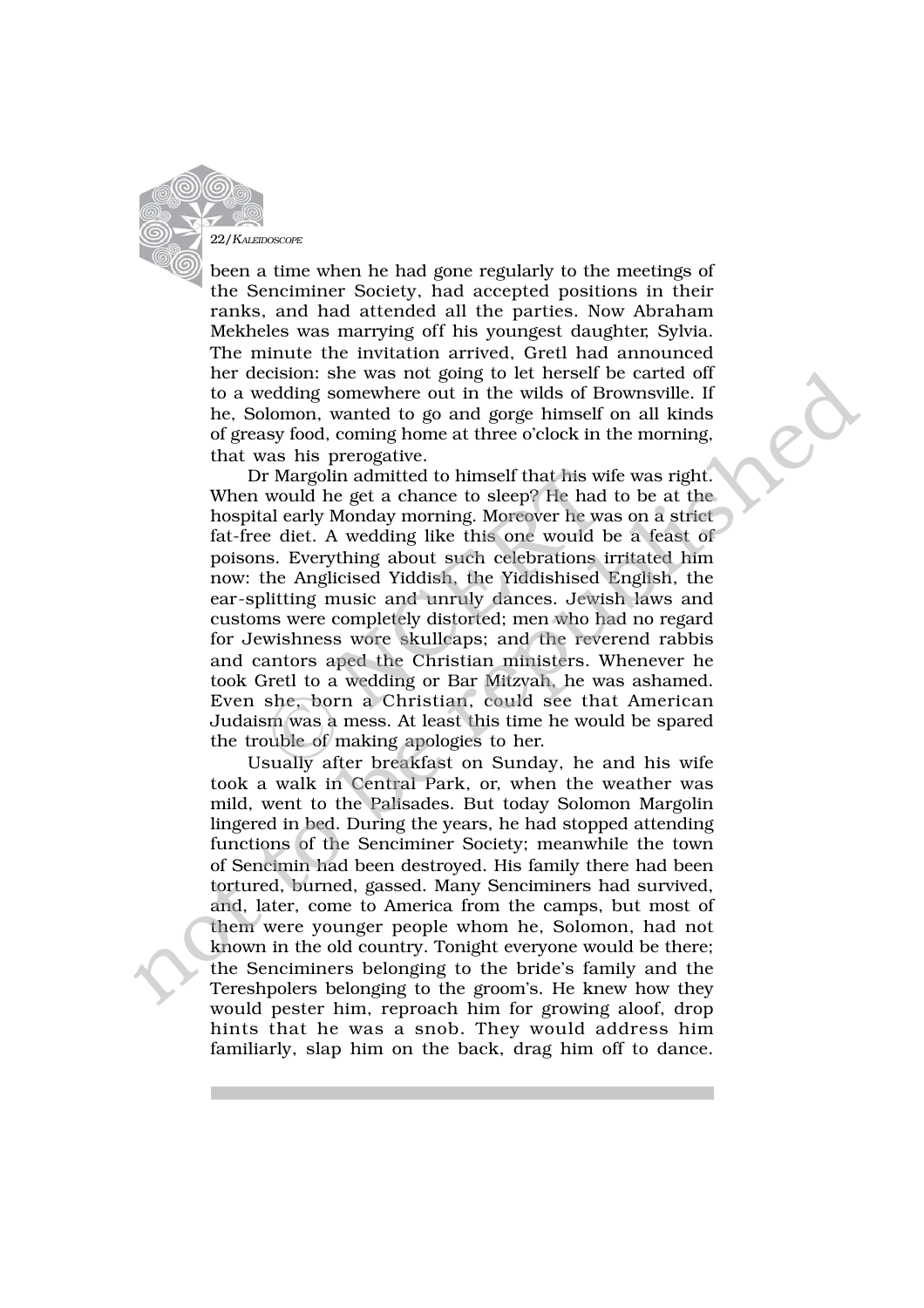been a time when he had gone regularly to the meetings of the Senciminer Society, had accepted positions in their ranks, and had attended all the parties. Now Abraham Mekheles was marrying off his youngest daughter, Sylvia. The minute the invitation arrived, Gretl had announced her decision: she was not going to let herself be carted off to a wedding somewhere out in the wilds of Brownsville. If he, Solomon, wanted to go and gorge himself on all kinds of greasy food, coming home at three o'clock in the morning, that was his prerogative.

Dr Margolin admitted to himself that his wife was right. When would he get a chance to sleep? He had to be at the hospital early Monday morning. Moreover he was on a strict fat-free diet. A wedding like this one would be a feast of poisons. Everything about such celebrations irritated him now: the Anglicised Yiddish, the Yiddishised English, the ear-splitting music and unruly dances. Jewish laws and customs were completely distorted; men who had no regard for Jewishness wore skullcaps; and the reverend rabbis and cantors aped the Christian ministers. Whenever he took Gretl to a wedding or Bar Mitzvah, he was ashamed. Even she, born a Christian, could see that American Judaism was a mess. At least this time he would be spared the trouble of making apologies to her.

Usually after breakfast on Sunday, he and his wife took a walk in Central Park, or, when the weather was mild, went to the Palisades. But today Solomon Margolin lingered in bed. During the years, he had stopped attending functions of the Senciminer Society; meanwhile the town of Sencimin had been destroyed. His family there had been tortured, burned, gassed. Many Senciminers had survived, and, later, come to America from the camps, but most of them were younger people whom he, Solomon, had not known in the old country. Tonight everyone would be there; the Senciminers belonging to the bride's family and the Tereshpolers belonging to the groom's. He knew how they would pester him, reproach him for growing aloof, drop hints that he was a snob. They would address him familiarly, slap him on the back, drag him off to dance.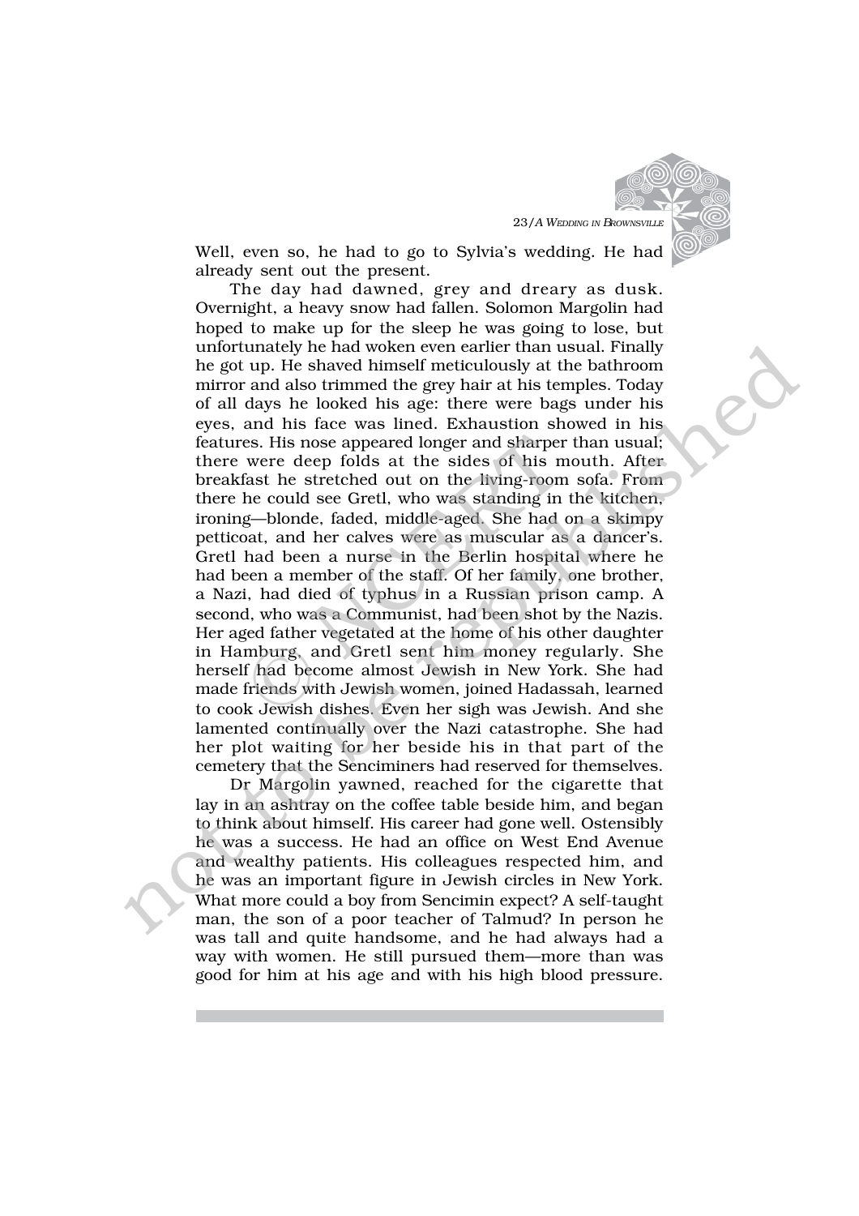Well, even so, he had to go to Sylvia's wedding. He had already sent out the present.

The day had dawned, grey and dreary as dusk. Overnight, a heavy snow had fallen. Solomon Margolin had hoped to make up for the sleep he was going to lose, but unfortunately he had woken even earlier than usual. Finally he got up. He shaved himself meticulously at the bathroom mirror and also trimmed the grey hair at his temples. Today of all days he looked his age: there were bags under his eyes, and his face was lined. Exhaustion showed in his features. His nose appeared longer and sharper than usual; there were deep folds at the sides of his mouth. After breakfast he stretched out on the living-room sofa. From there he could see Gretl, who was standing in the kitchen, ironing—blonde, faded, middle-aged. She had on a skimpy petticoat, and her calves were as muscular as a dancer's. Gretl had been a nurse in the Berlin hospital where he had been a member of the staff. Of her family, one brother, a Nazi, had died of typhus in a Russian prison camp. A second, who was a Communist, had been shot by the Nazis. Her aged father vegetated at the home of his other daughter in Hamburg, and Gretl sent him money regularly. She herself had become almost Jewish in New York. She had made friends with Jewish women, joined Hadassah, learned to cook Jewish dishes. Even her sigh was Jewish. And she lamented continually over the Nazi catastrophe. She had her plot waiting for her beside his in that part of the cemetery that the Senciminers had reserved for themselves.

Dr Margolin yawned, reached for the cigarette that lay in an ashtray on the coffee table beside him, and began to think about himself. His career had gone well. Ostensibly he was a success. He had an office on West End Avenue and wealthy patients. His colleagues respected him, and he was an important figure in Jewish circles in New York. What more could a boy from Sencimin expect? A self-taught man, the son of a poor teacher of Talmud? In person he was tall and quite handsome, and he had always had a way with women. He still pursued them—more than was good for him at his age and with his high blood pressure.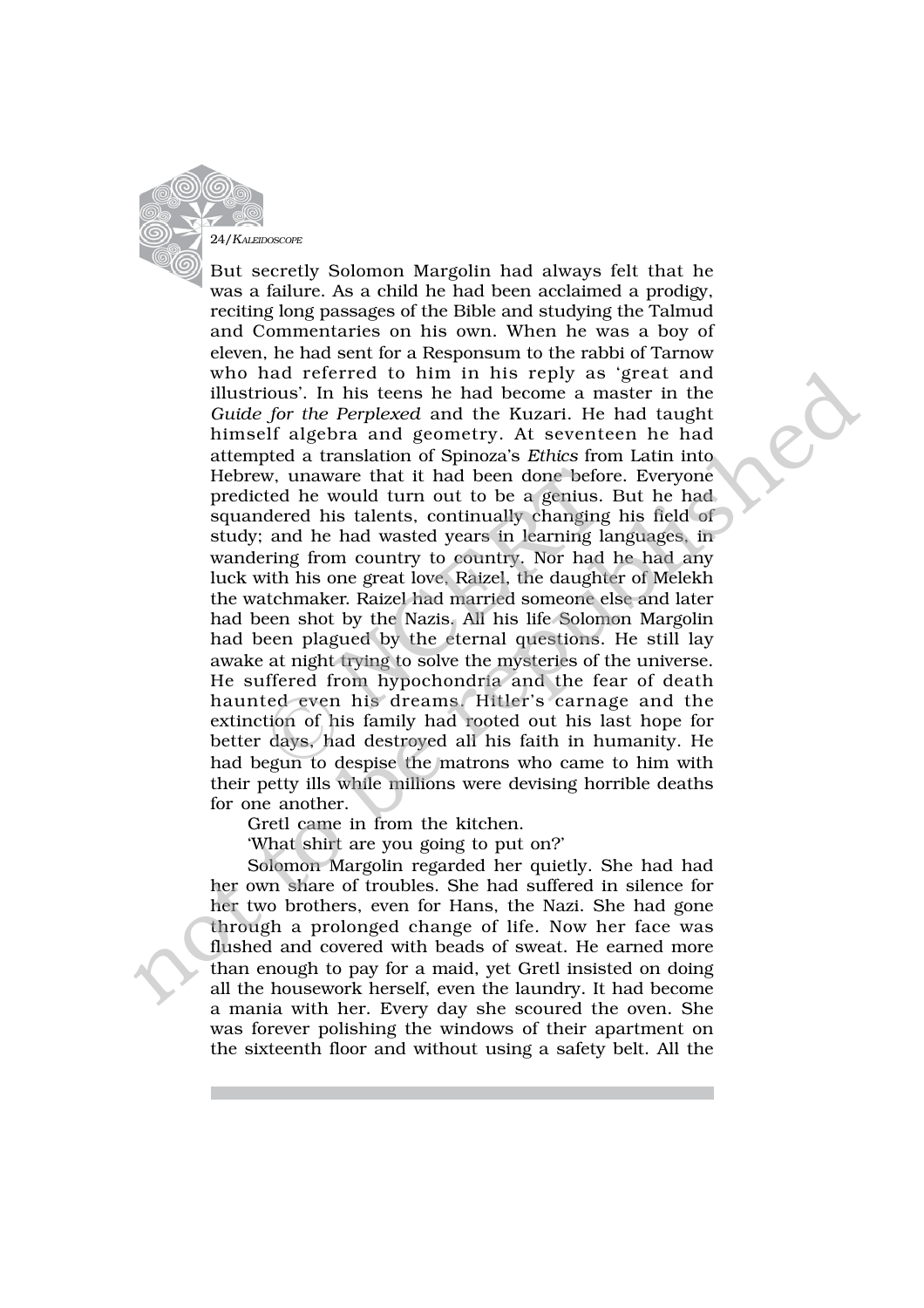But secretly Solomon Margolin had always felt that he was a failure. As a child he had been acclaimed a prodigy, reciting long passages of the Bible and studying the Talmud and Commentaries on his own. When he was a boy of eleven, he had sent for a Responsum to the rabbi of Tarnow who had referred to him in his reply as 'great and illustrious'. In his teens he had become a master in the *Guide for the Perplexed* and the Kuzari. He had taught himself algebra and geometry. At seventeen he had attempted a translation of Spinoza's *Ethics* from Latin into Hebrew, unaware that it had been done before. Everyone predicted he would turn out to be a genius. But he had squandered his talents, continually changing his field of study; and he had wasted years in learning languages, in wandering from country to country. Nor had he had any luck with his one great love, Raizel, the daughter of Melekh the watchmaker. Raizel had married someone else and later had been shot by the Nazis. All his life Solomon Margolin had been plagued by the eternal questions. He still lay awake at night trying to solve the mysteries of the universe. He suffered from hypochondria and the fear of death haunted even his dreams. Hitler's carnage and the extinction of his family had rooted out his last hope for better days, had destroyed all his faith in humanity. He had begun to despise the matrons who came to him with their petty ills while millions were devising horrible deaths for one another.

Gretl came in from the kitchen.

'What shirt are you going to put on?'

Solomon Margolin regarded her quietly. She had had her own share of troubles. She had suffered in silence for her two brothers, even for Hans, the Nazi. She had gone through a prolonged change of life. Now her face was flushed and covered with beads of sweat. He earned more than enough to pay for a maid, yet Gretl insisted on doing all the housework herself, even the laundry. It had become a mania with her. Every day she scoured the oven. She was forever polishing the windows of their apartment on the sixteenth floor and without using a safety belt. All the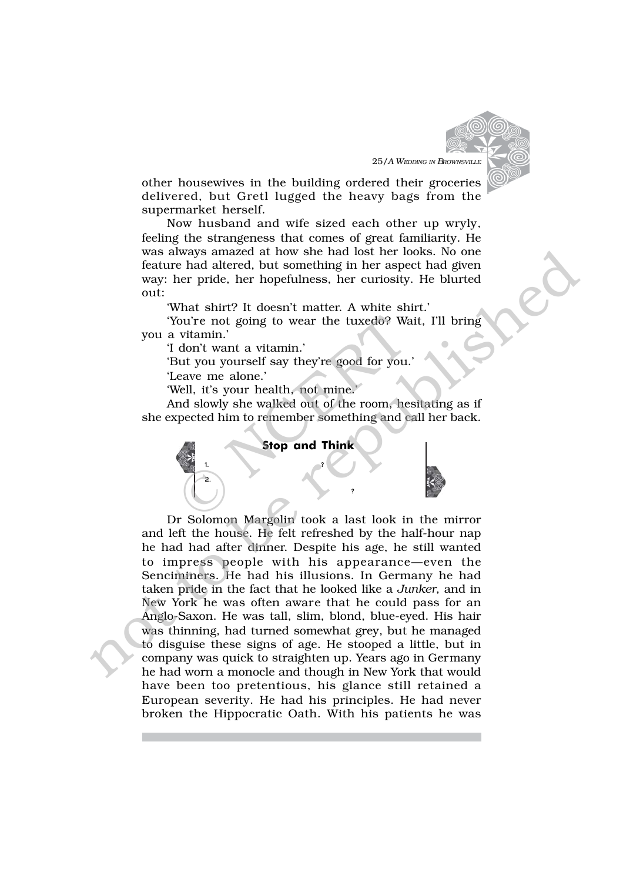other housewives in the building ordered their groceries delivered, but Gretl lugged the heavy bags from the supermarket herself.

Now husband and wife sized each other up wryly, feeling the strangeness that comes of great familiarity. He was always amazed at how she had lost her looks. No one feature had altered, but something in her aspect had given way: her pride, her hopefulness, her curiosity. He blurted out:

'What shirt? It doesn't matter. A white shirt.'

'You're not going to wear the tuxedo? Wait, I'll bring you a vitamin.'

'I don't want a vitamin.'

'But you yourself say they're good for you.'

'Leave me alone.'

'Well, it's your health, not mine.'

And slowly she walked out of the room, hesitating as if she expected him to remember something and call her back.

**Stop and Think**

1. ?
2. ?

Dr Solomon Margolin took a last look in the mirror and left the house. He felt refreshed by the half-hour nap he had had after dinner. Despite his age, he still wanted to impress people with his appearance—even the Senciminers. He had his illusions. In Germany he had taken pride in the fact that he looked like a *Junker*, and in New York he was often aware that he could pass for an Anglo-Saxon. He was tall, slim, blond, blue-eyed. His hair was thinning, had turned somewhat grey, but he managed to disguise these signs of age. He stooped a little, but in company was quick to straighten up. Years ago in Germany he had worn a monocle and though in New York that would have been too pretentious, his glance still retained a European severity. He had his principles. He had never broken the Hippocratic Oath. With his patients he was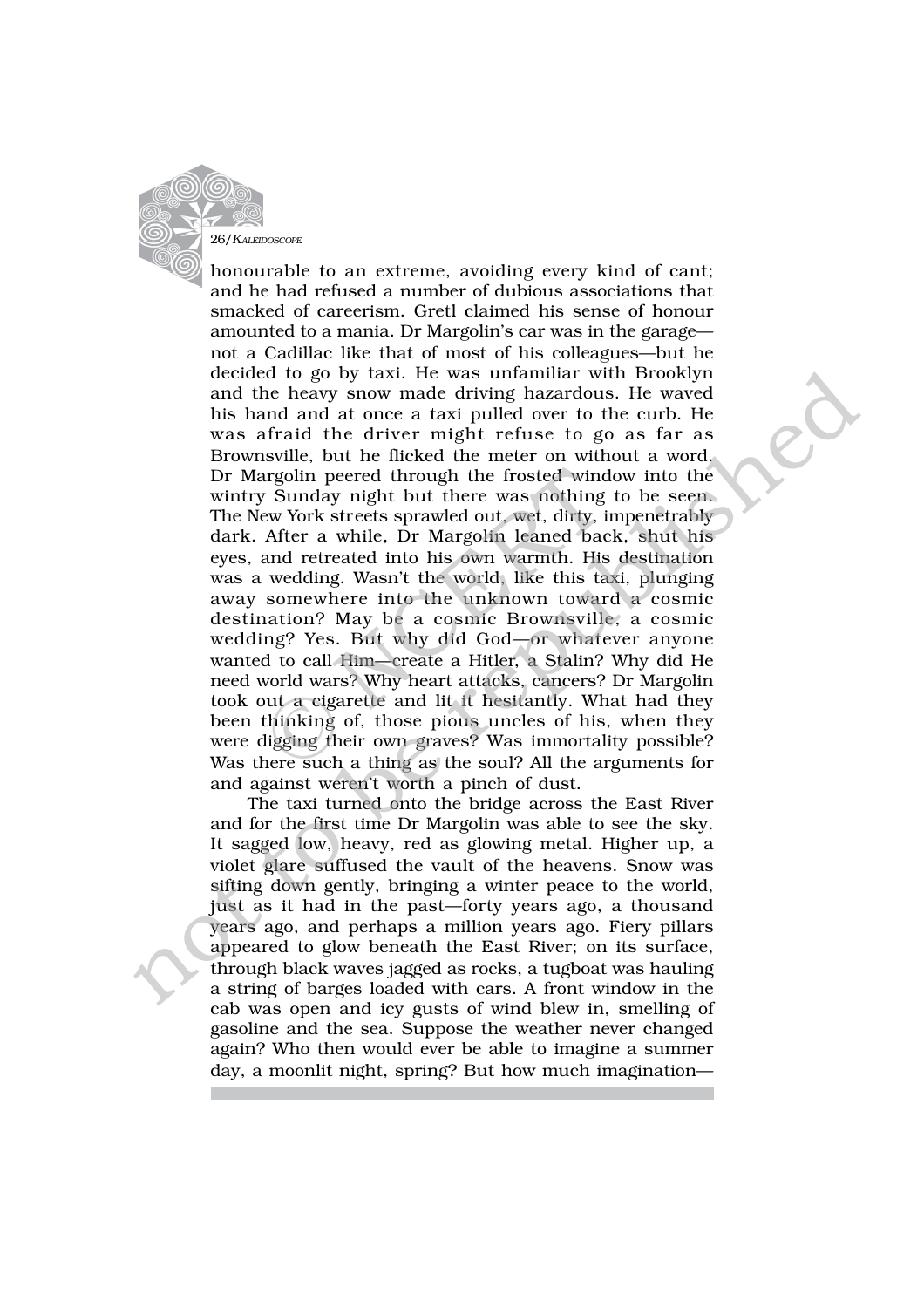honourable to an extreme, avoiding every kind of cant; and he had refused a number of dubious associations that smacked of careerism. Gretl claimed his sense of honour amounted to a mania. Dr Margolin's car was in the garage—not a Cadillac like that of most of his colleagues—but he decided to go by taxi. He was unfamiliar with Brooklyn and the heavy snow made driving hazardous. He waved his hand and at once a taxi pulled over to the curb. He was afraid the driver might refuse to go as far as Brownsville, but he flicked the meter on without a word. Dr Margolin peered through the frosted window into the wintry Sunday night but there was nothing to be seen. The New York streets sprawled out, wet, dirty, impenetrably dark. After a while, Dr Margolin leaned back, shut his eyes, and retreated into his own warmth. His destination was a wedding. Wasn't the world, like this taxi, plunging away somewhere into the unknown toward a cosmic destination? May be a cosmic Brownsville, a cosmic wedding? Yes. But why did God—or whatever anyone wanted to call Him—create a Hitler, a Stalin? Why did He need world wars? Why heart attacks, cancers? Dr Margolin took out a cigarette and lit it hesitantly. What had they been thinking of, those pious uncles of his, when they were digging their own graves? Was immortality possible? Was there such a thing as the soul? All the arguments for and against weren't worth a pinch of dust.

The taxi turned onto the bridge across the East River and for the first time Dr Margolin was able to see the sky. It sagged low, heavy, red as glowing metal. Higher up, a violet glare suffused the vault of the heavens. Snow was sifting down gently, bringing a winter peace to the world, just as it had in the past—forty years ago, a thousand years ago, and perhaps a million years ago. Fiery pillars appeared to glow beneath the East River; on its surface, through black waves jagged as rocks, a tugboat was hauling a string of barges loaded with cars. A front window in the cab was open and icy gusts of wind blew in, smelling of gasoline and the sea. Suppose the weather never changed again? Who then would ever be able to imagine a summer day, a moonlit night, spring? But how much imagination—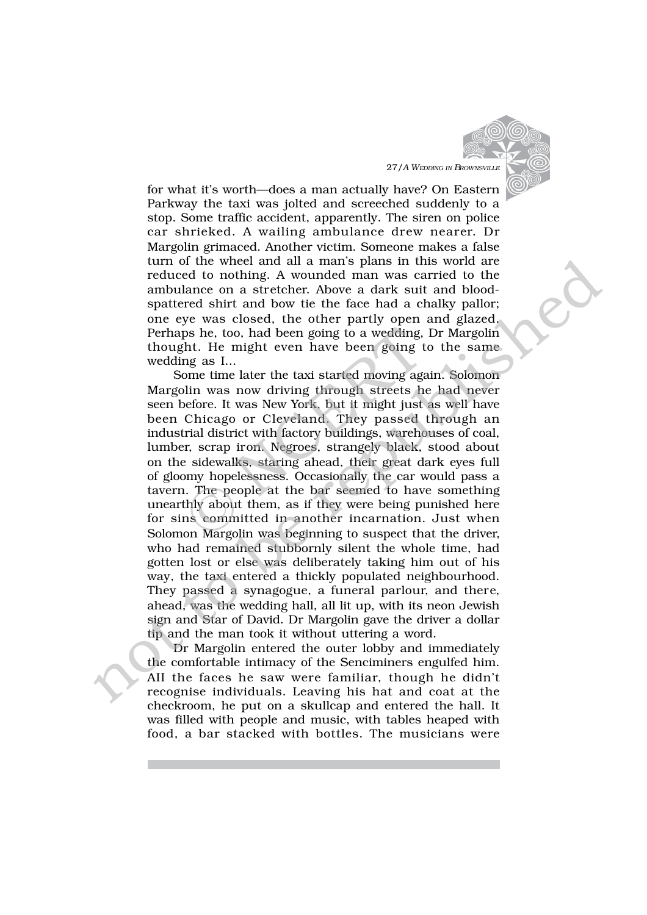for what it's worth—does a man actually have? On Eastern Parkway the taxi was jolted and screeched suddenly to a stop. Some traffic accident, apparently. The siren on police car shrieked. A wailing ambulance drew nearer. Dr Margolin grimaced. Another victim. Someone makes a false turn of the wheel and all a man's plans in this world are reduced to nothing. A wounded man was carried to the ambulance on a stretcher. Above a dark suit and blood-spattered shirt and bow tie the face had a chalky pallor; one eye was closed, the other partly open and glazed. Perhaps he, too, had been going to a wedding, Dr Margolin thought. He might even have been going to the same wedding as I...

Some time later the taxi started moving again. Solomon Margolin was now driving through streets he had never seen before. It was New York, but it might just as well have been Chicago or Cleveland. They passed through an industrial district with factory buildings, warehouses of coal, lumber, scrap iron. Negroes, strangely black, stood about on the sidewalks, staring ahead, their great dark eyes full of gloomy hopelessness. Occasionally the car would pass a tavern. The people at the bar seemed to have something unearthly about them, as if they were being punished here for sins committed in another incarnation. Just when Solomon Margolin was beginning to suspect that the driver, who had remained stubbornly silent the whole time, had gotten lost or else was deliberately taking him out of his way, the taxi entered a thickly populated neighbourhood. They passed a synagogue, a funeral parlour, and there, ahead, was the wedding hall, all lit up, with its neon Jewish sign and Star of David. Dr Margolin gave the driver a dollar tip and the man took it without uttering a word.

Dr Margolin entered the outer lobby and immediately the comfortable intimacy of the Senciminers engulfed him. All the faces he saw were familiar, though he didn't recognise individuals. Leaving his hat and coat at the checkroom, he put on a skullcap and entered the hall. It was filled with people and music, with tables heaped with food, a bar stacked with bottles. The musicians were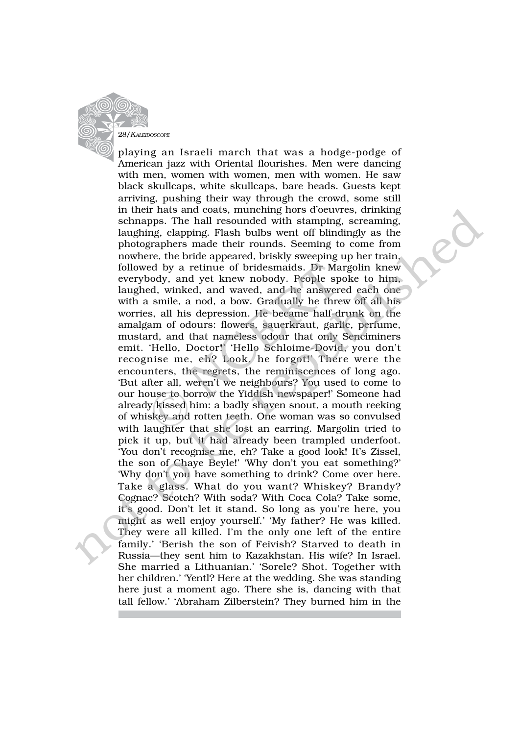playing an Israeli march that was a hodge-podge of American jazz with Oriental flourishes. Men were dancing with men, women with women, men with women. He saw black skullcaps, white skullcaps, bare heads. Guests kept arriving, pushing their way through the crowd, some still in their hats and coats, munching hors d'oeuvres, drinking schnapps. The hall resounded with stamping, screaming, laughing, clapping. Flash bulbs went off blindingly as the photographers made their rounds. Seeming to come from nowhere, the bride appeared, briskly sweeping up her train, followed by a retinue of bridesmaids. Dr Margolin knew everybody, and yet knew nobody. People spoke to him, laughed, winked, and waved, and he answered each one with a smile, a nod, a bow. Gradually he threw off all his worries, all his depression. He became half-drunk on the amalgam of odours: flowers, sauerkraut, garlic, perfume, mustard, and that nameless odour that only Senciminers emit. 'Hello, Doctor!' 'Hello Schloime-Dovid, you don't recognise me, eh? Look, he forgot!' There were the encounters, the regrets, the reminiscences of long ago. 'But after all, weren't we neighbours? You used to come to our house to borrow the Yiddish newspaper!' Someone had already kissed him: a badly shaven snout, a mouth reeking of whiskey and rotten teeth. One woman was so convulsed with laughter that she lost an earring. Margolin tried to pick it up, but it had already been trampled underfoot. 'You don't recognise me, eh? Take a good look! It's Zissel, the son of Chaye Beyle!' 'Why don't you eat something?' 'Why don't you have something to drink? Come over here. Take a glass. What do you want? Whiskey? Brandy? Cognac? Scotch? With soda? With Coca Cola? Take some, it's good. Don't let it stand. So long as you're here, you might as well enjoy yourself.' 'My father? He was killed. They were all killed. I'm the only one left of the entire family.' 'Berish the son of Feivish? Starved to death in Russia—they sent him to Kazakhstan. His wife? In Israel. She married a Lithuanian.' 'Sorele? Shot. Together with her children.' 'Yentl? Here at the wedding. She was standing here just a moment ago. There she is, dancing with that tall fellow.' 'Abraham Zilberstein? They burned him in the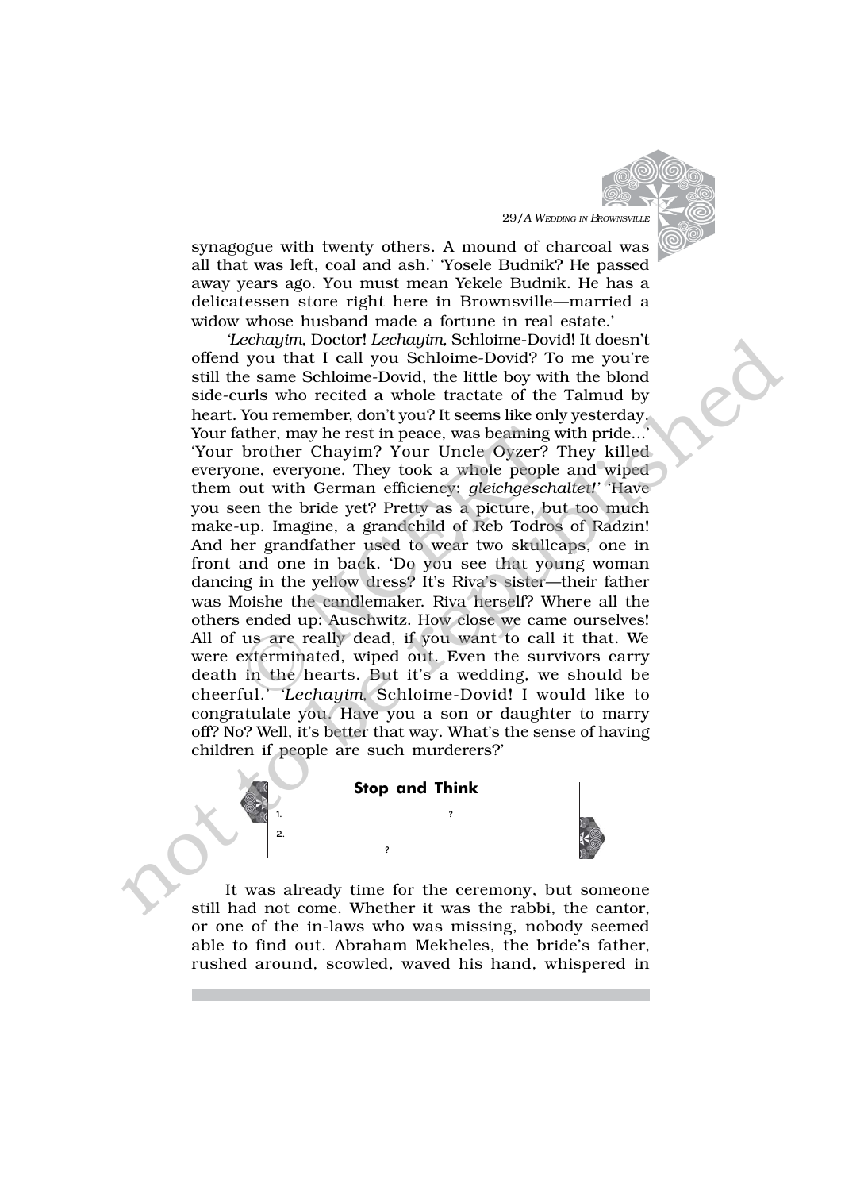synagogue with twenty others. A mound of charcoal was all that was left, coal and ash.' 'Yosele Budnik? He passed away years ago. You must mean Yekele Budnik. He has a delicatessen store right here in Brownsville—married a widow whose husband made a fortune in real estate.'

'*Lechayim*, Doctor! *Lechayim*, Schloime-Dovid! It doesn't offend you that I call you Schloime-Dovid? To me you're still the same Schloime-Dovid, the little boy with the blond side-curls who recited a whole tractate of the Talmud by heart. You remember, don't you? It seems like only yesterday. Your father, may he rest in peace, was beaming with pride...' 'Your brother Chayim? Your Uncle Oyzer? They killed everyone, everyone. They took a whole people and wiped them out with German efficiency: *gleichgeschaltet!*' 'Have you seen the bride yet? Pretty as a picture, but too much make-up. Imagine, a grandchild of Reb Todros of Radzin! And her grandfather used to wear two skullcaps, one in front and one in back. 'Do you see that young woman dancing in the yellow dress? It's Riva's sister—their father was Moishe the candlemaker. Riva herself? Where all the others ended up: Auschwitz. How close we came ourselves! All of us are really dead, if you want to call it that. We were exterminated, wiped out. Even the survivors carry death in the hearts. But it's a wedding, we should be cheerful.' '*Lechayim*, Schloime-Dovid! I would like to congratulate you. Have you a son or daughter to marry off? No? Well, it's better that way. What's the sense of having children if people are such murderers?'

**Stop and Think**

1. ?
2. ?

It was already time for the ceremony, but someone still had not come. Whether it was the rabbi, the cantor, or one of the in-laws who was missing, nobody seemed able to find out. Abraham Mekheles, the bride's father, rushed around, scowled, waved his hand, whispered in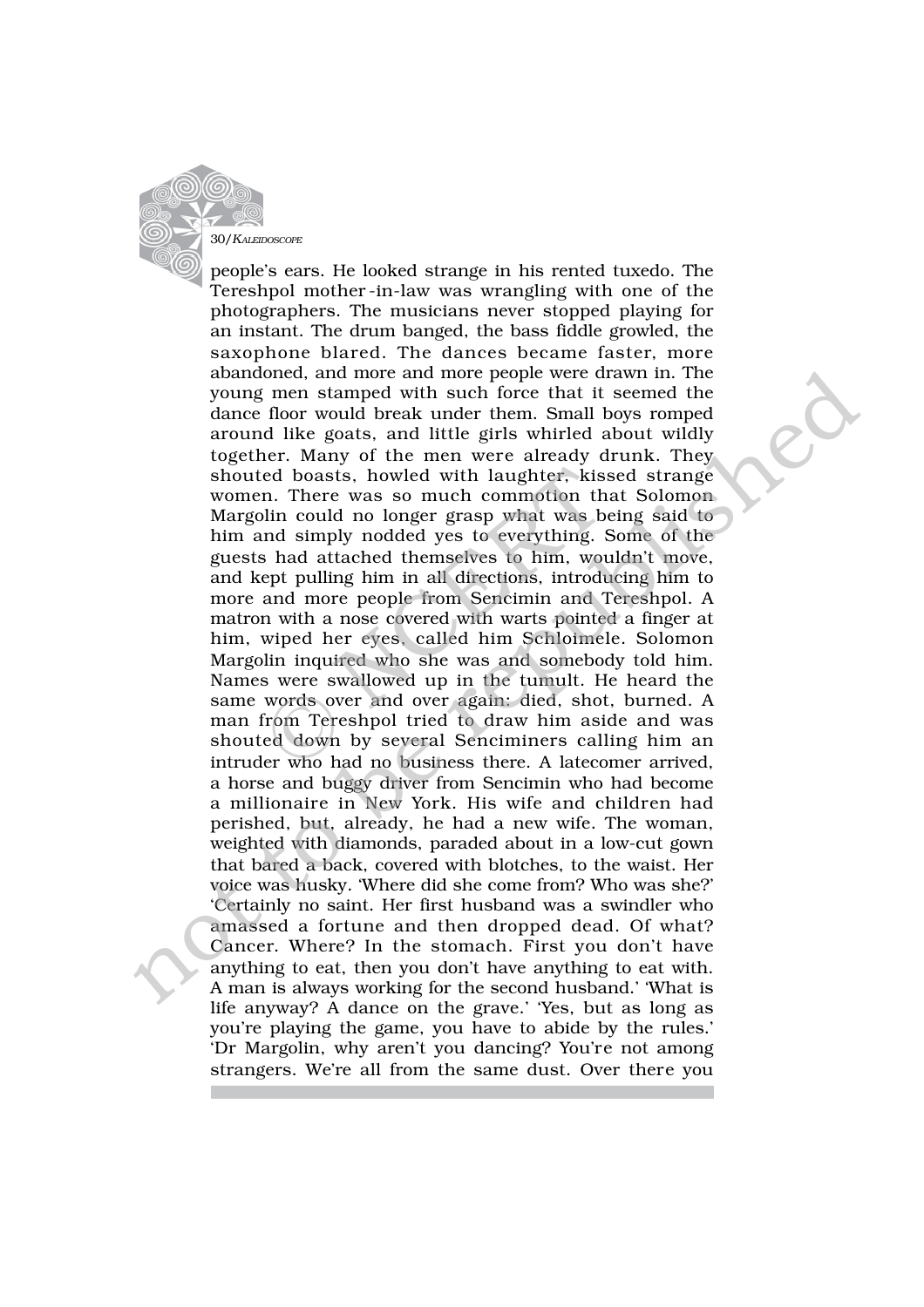people's ears. He looked strange in his rented tuxedo. The Tereshpol mother-in-law was wrangling with one of the photographers. The musicians never stopped playing for an instant. The drum banged, the bass fiddle growled, the saxophone blared. The dances became faster, more abandoned, and more and more people were drawn in. The young men stamped with such force that it seemed the dance floor would break under them. Small boys romped around like goats, and little girls whirled about wildly together. Many of the men were already drunk. They shouted boasts, howled with laughter, kissed strange women. There was so much commotion that Solomon Margolin could no longer grasp what was being said to him and simply nodded yes to everything. Some of the guests had attached themselves to him, wouldn't move, and kept pulling him in all directions, introducing him to more and more people from Sencimin and Tereshpol. A matron with a nose covered with warts pointed a finger at him, wiped her eyes, called him Schloimele. Solomon Margolin inquired who she was and somebody told him. Names were swallowed up in the tumult. He heard the same words over and over again: died, shot, burned. A man from Tereshpol tried to draw him aside and was shouted down by several Senciminers calling him an intruder who had no business there. A latecomer arrived, a horse and buggy driver from Sencimin who had become a millionaire in New York. His wife and children had perished, but, already, he had a new wife. The woman, weighted with diamonds, paraded about in a low-cut gown that bared a back, covered with blotches, to the waist. Her voice was husky. 'Where did she come from? Who was she?' 'Certainly no saint. Her first husband was a swindler who amassed a fortune and then dropped dead. Of what? Cancer. Where? In the stomach. First you don't have anything to eat, then you don't have anything to eat with. A man is always working for the second husband.' 'What is life anyway? A dance on the grave.' 'Yes, but as long as you're playing the game, you have to abide by the rules.' 'Dr Margolin, why aren't you dancing? You're not among strangers. We're all from the same dust. Over there you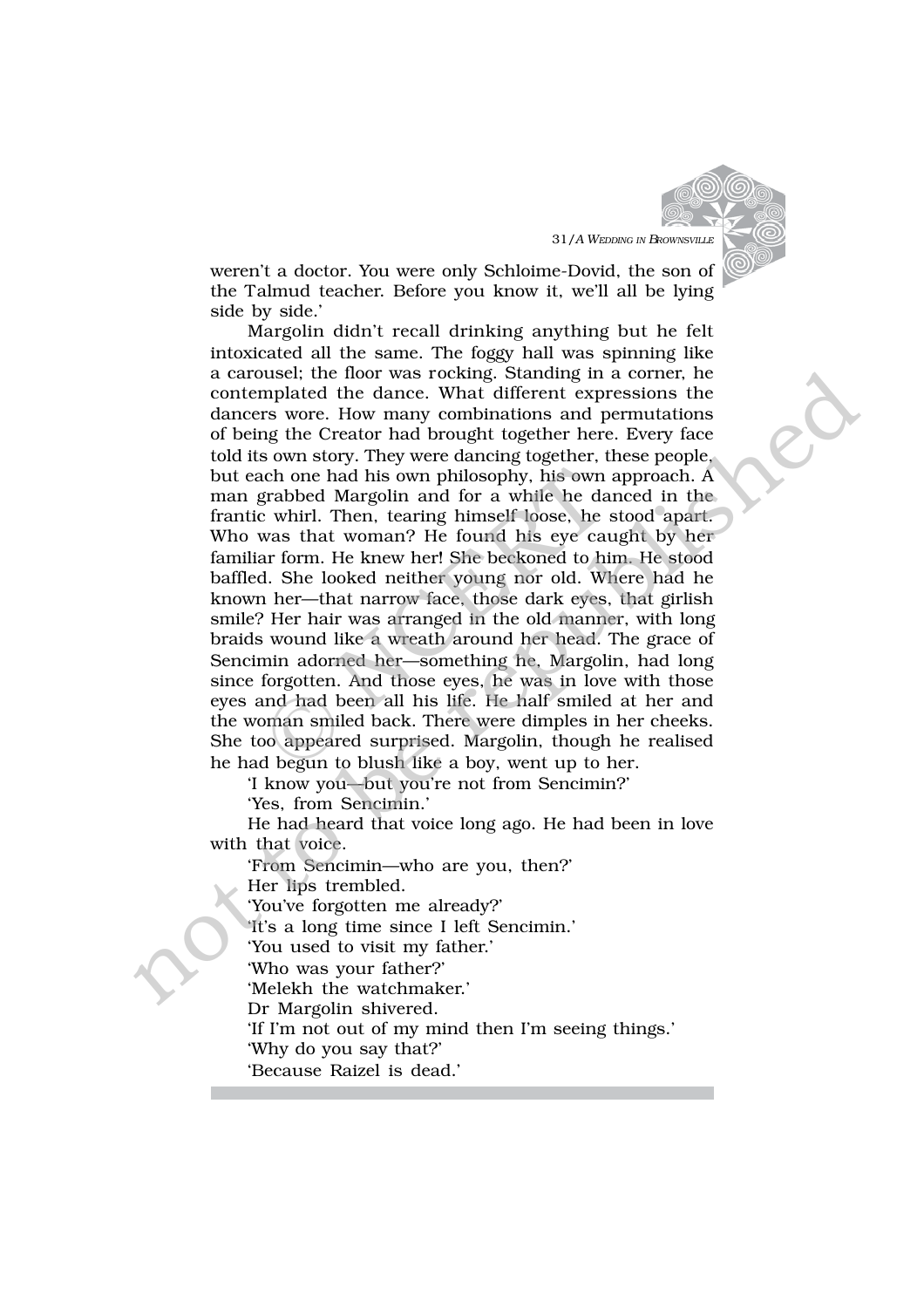weren't a doctor. You were only Schloime-Dovid, the son of the Talmud teacher. Before you know it, we'll all be lying side by side.'

Margolin didn't recall drinking anything but he felt intoxicated all the same. The foggy hall was spinning like a carousel; the floor was rocking. Standing in a corner, he contemplated the dance. What different expressions the dancers wore. How many combinations and permutations of being the Creator had brought together here. Every face told its own story. They were dancing together, these people, but each one had his own philosophy, his own approach. A man grabbed Margolin and for a while he danced in the frantic whirl. Then, tearing himself loose, he stood apart. Who was that woman? He found his eye caught by her familiar form. He knew her! She beckoned to him. He stood baffled. She looked neither young nor old. Where had he known her—that narrow face, those dark eyes, that girlish smile? Her hair was arranged in the old manner, with long braids wound like a wreath around her head. The grace of Sencimin adorned her—something he, Margolin, had long since forgotten. And those eyes, he was in love with those eyes and had been all his life. He half smiled at her and the woman smiled back. There were dimples in her cheeks. She too appeared surprised. Margolin, though he realised he had begun to blush like a boy, went up to her.

'I know you—but you're not from Sencimin?'

'Yes, from Sencimin.'

He had heard that voice long ago. He had been in love with that voice.

'From Sencimin—who are you, then?'

Her lips trembled.

'You've forgotten me already?'

'It's a long time since I left Sencimin.'

'You used to visit my father.'

'Who was your father?'

'Melekh the watchmaker.'

Dr Margolin shivered.

'If I'm not out of my mind then I'm seeing things.'

'Why do you say that?'

'Because Raizel is dead.'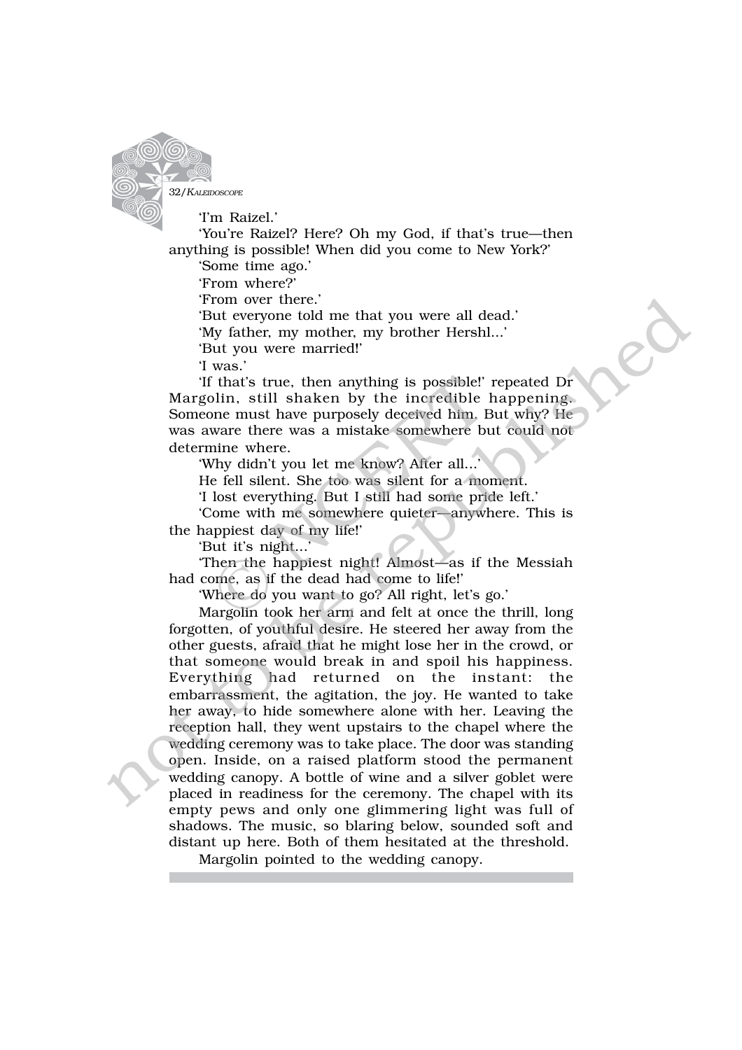'I'm Raizel.'

'You're Raizel? Here? Oh my God, if that's true—then anything is possible! When did you come to New York?'

'Some time ago.'

'From where?'

'From over there.'

'But everyone told me that you were all dead.'

'My father, my mother, my brother Hershl...'

'But you were married!'

'I was.'

'If that's true, then anything is possible!' repeated Dr Margolin, still shaken by the incredible happening. Someone must have purposely deceived him. But why? He was aware there was a mistake somewhere but could not determine where.

'Why didn't you let me know? After all...'

He fell silent. She too was silent for a moment.

'I lost everything. But I still had some pride left.'

'Come with me somewhere quieter—anywhere. This is the happiest day of my life!'

'But it's night...'

'Then the happiest night! Almost—as if the Messiah had come, as if the dead had come to life!'

'Where do you want to go? All right, let's go.'

Margolin took her arm and felt at once the thrill, long forgotten, of youthful desire. He steered her away from the other guests, afraid that he might lose her in the crowd, or that someone would break in and spoil his happiness. Everything had returned on the instant: the embarrassment, the agitation, the joy. He wanted to take her away, to hide somewhere alone with her. Leaving the reception hall, they went upstairs to the chapel where the wedding ceremony was to take place. The door was standing open. Inside, on a raised platform stood the permanent wedding canopy. A bottle of wine and a silver goblet were placed in readiness for the ceremony. The chapel with its empty pews and only one glimmering light was full of shadows. The music, so blaring below, sounded soft and distant up here. Both of them hesitated at the threshold.

Margolin pointed to the wedding canopy.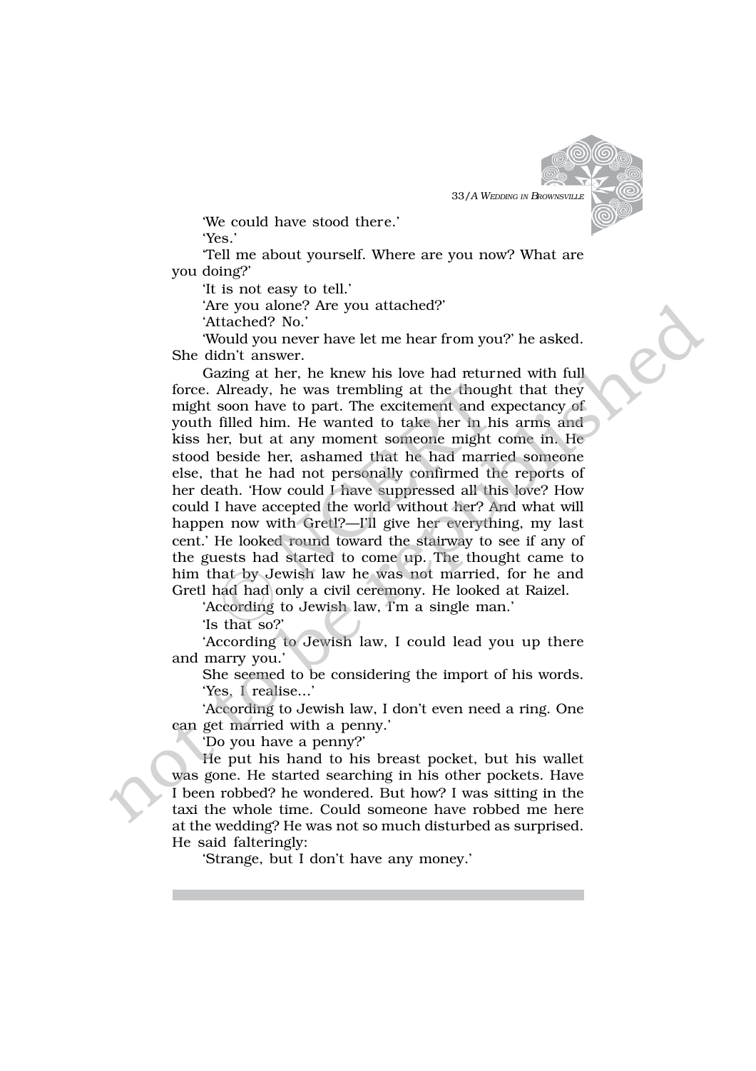'We could have stood there.'

'Yes.'

'Tell me about yourself. Where are you now? What are you doing?'

'It is not easy to tell.'

'Are you alone? Are you attached?'

'Attached? No.'

'Would you never have let me hear from you?' he asked. She didn't answer.

Gazing at her, he knew his love had returned with full force. Already, he was trembling at the thought that they might soon have to part. The excitement and expectancy of youth filled him. He wanted to take her in his arms and kiss her, but at any moment someone might come in. He stood beside her, ashamed that he had married someone else, that he had not personally confirmed the reports of her death. 'How could I have suppressed all this love? How could I have accepted the world without her? And what will happen now with Gretl?—I'll give her everything, my last cent.' He looked round toward the stairway to see if any of the guests had started to come up. The thought came to him that by Jewish law he was not married, for he and Gretl had had only a civil ceremony. He looked at Raizel.

'According to Jewish law, I'm a single man.'

'Is that so?'

'According to Jewish law, I could lead you up there and marry you.'

She seemed to be considering the import of his words.

'Yes, I realise...'

'According to Jewish law, I don't even need a ring. One can get married with a penny.'

'Do you have a penny?'

He put his hand to his breast pocket, but his wallet was gone. He started searching in his other pockets. Have I been robbed? he wondered. But how? I was sitting in the taxi the whole time. Could someone have robbed me here at the wedding? He was not so much disturbed as surprised. He said falteringly:

'Strange, but I don't have any money.'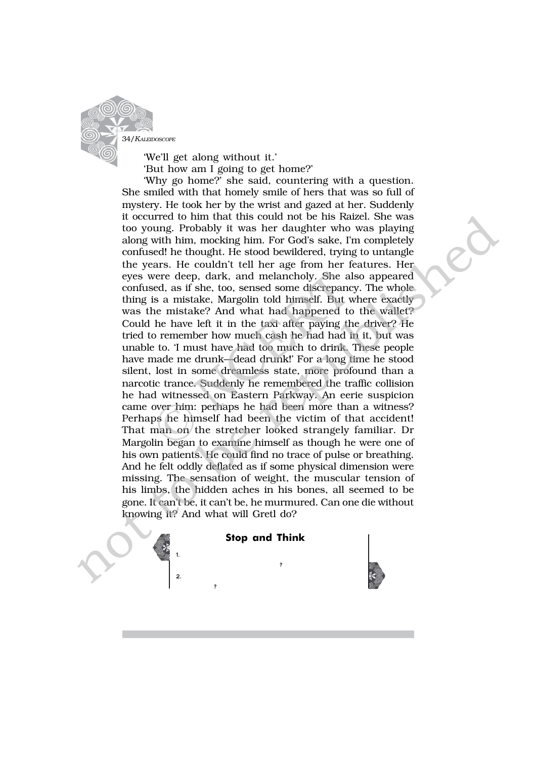'We'll get along without it.'

'But how am I going to get home?'

'Why go home?' she said, countering with a question. She smiled with that homely smile of hers that was so full of mystery. He took her by the wrist and gazed at her. Suddenly it occurred to him that this could not be his Raizel. She was too young. Probably it was her daughter who was playing along with him, mocking him. For God's sake, I'm completely confused! he thought. He stood bewildered, trying to untangle the years. He couldn't tell her age from her features. Her eyes were deep, dark, and melancholy. She also appeared confused, as if she, too, sensed some discrepancy. The whole thing is a mistake, Margolin told himself. But where exactly was the mistake? And what had happened to the wallet? Could he have left it in the taxi after paying the driver? He tried to remember how much cash he had had in it, but was unable to. 'I must have had too much to drink. These people have made me drunk—dead drunk!' For a long time he stood silent, lost in some dreamless state, more profound than a narcotic trance. Suddenly he remembered the traffic collision he had witnessed on Eastern Parkway. An eerie suspicion came over him: perhaps he had been more than a witness? Perhaps he himself had been the victim of that accident! That man on the stretcher looked strangely familiar. Dr Margolin began to examine himself as though he were one of his own patients. He could find no trace of pulse or breathing. And he felt oddly deflated as if some physical dimension were missing. The sensation of weight, the muscular tension of his limbs, the hidden aches in his bones, all seemed to be gone. It can't be, it can't be, he murmured. Can one die without knowing it? And what will Gretl do?

**Stop and Think**

1.
?

2.
?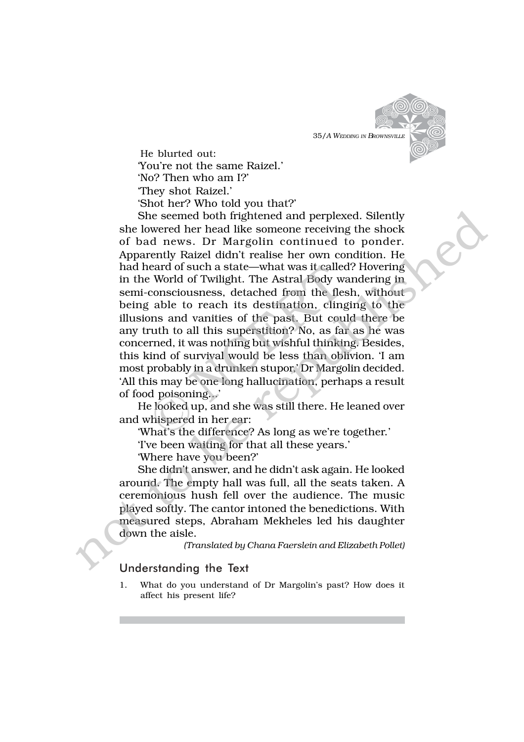He blurted out:

'You're not the same Raizel.'

'No? Then who am I?'

'They shot Raizel.'

'Shot her? Who told you that?'

She seemed both frightened and perplexed. Silently she lowered her head like someone receiving the shock of bad news. Dr Margolin continued to ponder. Apparently Raizel didn't realise her own condition. He had heard of such a state—what was it called? Hovering in the World of Twilight. The Astral Body wandering in semi-consciousness, detached from the flesh, without being able to reach its destination, clinging to the illusions and vanities of the past. But could there be any truth to all this superstition? No, as far as he was concerned, it was nothing but wishful thinking. Besides, this kind of survival would be less than oblivion. 'I am most probably in a drunken stupor,' Dr Margolin decided. 'All this may be one long hallucination, perhaps a result of food poisoning...'

He looked up, and she was still there. He leaned over and whispered in her ear:

'What's the difference? As long as we're together.'

'I've been waiting for that all these years.'

'Where have you been?'

She didn't answer, and he didn't ask again. He looked around. The empty hall was full, all the seats taken. A ceremonious hush fell over the audience. The music played softly. The cantor intoned the benedictions. With measured steps, Abraham Mekheles led his daughter down the aisle.

*(Translated by Chana Faerslein and Elizabeth Pollet)*

## Understanding the Text

1. What do you understand of Dr Margolin's past? How does it affect his present life?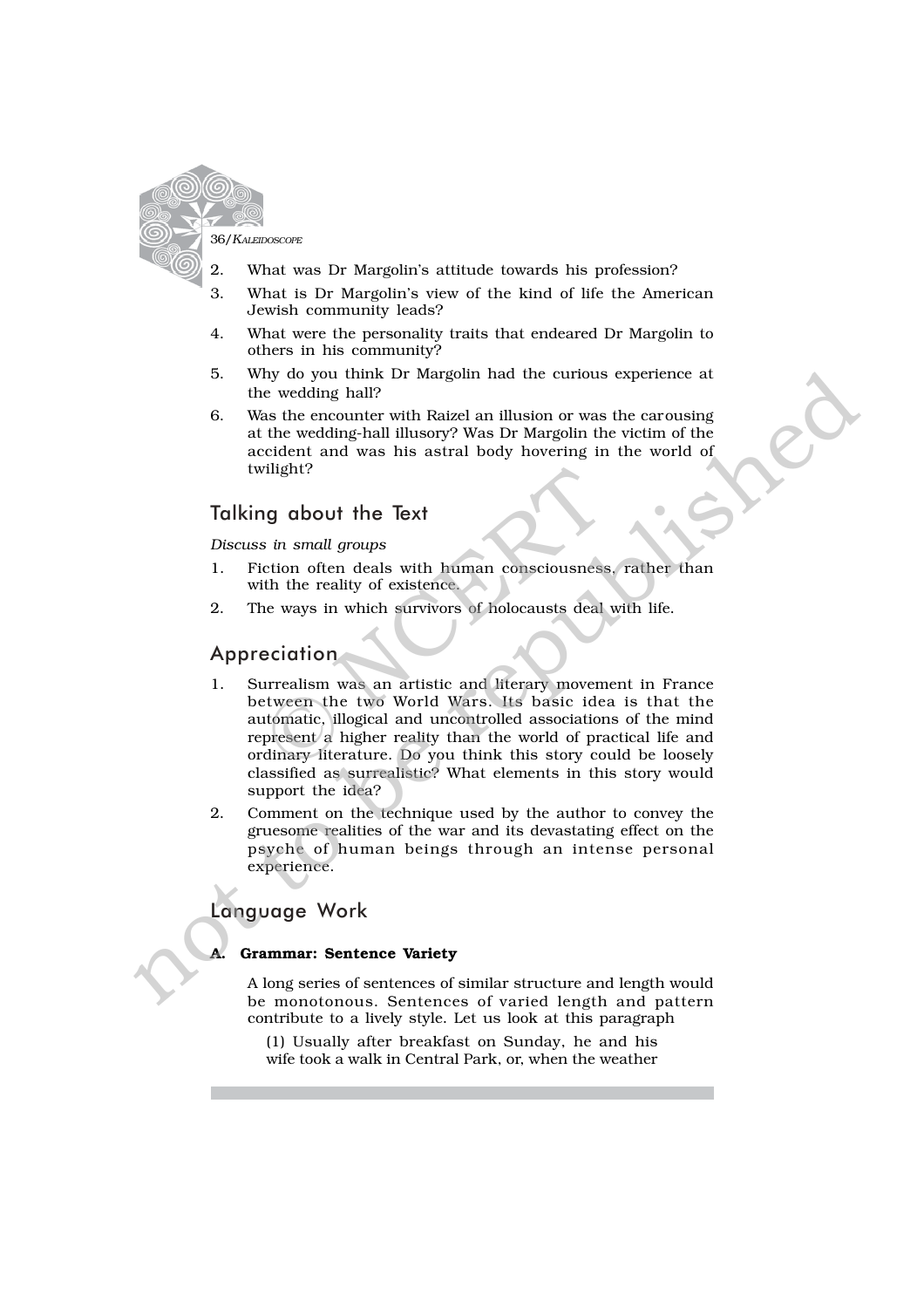2. What was Dr Margolin's attitude towards his profession?
3. What is Dr Margolin's view of the kind of life the American Jewish community leads?
4. What were the personality traits that endeared Dr Margolin to others in his community?
5. Why do you think Dr Margolin had the curious experience at the wedding hall?
6. Was the encounter with Raizel an illusion or was the carousing at the wedding-hall illusory? Was Dr Margolin the victim of the accident and was his astral body hovering in the world of twilight?

## Talking about the Text

*Discuss in small groups*

1. Fiction often deals with human consciousness, rather than with the reality of existence.
2. The ways in which survivors of holocausts deal with life.

## Appreciation

1. Surrealism was an artistic and literary movement in France between the two World Wars. Its basic idea is that the automatic, illogical and uncontrolled associations of the mind represent a higher reality than the world of practical life and ordinary literature. Do you think this story could be loosely classified as surrealistic? What elements in this story would support the idea?
2. Comment on the technique used by the author to convey the gruesome realities of the war and its devastating effect on the psyche of human beings through an intense personal experience.

## Language Work

### A. Grammar: Sentence Variety

A long series of sentences of similar structure and length would be monotonous. Sentences of varied length and pattern contribute to a lively style. Let us look at this paragraph

(1) Usually after breakfast on Sunday, he and his wife took a walk in Central Park, or, when the weather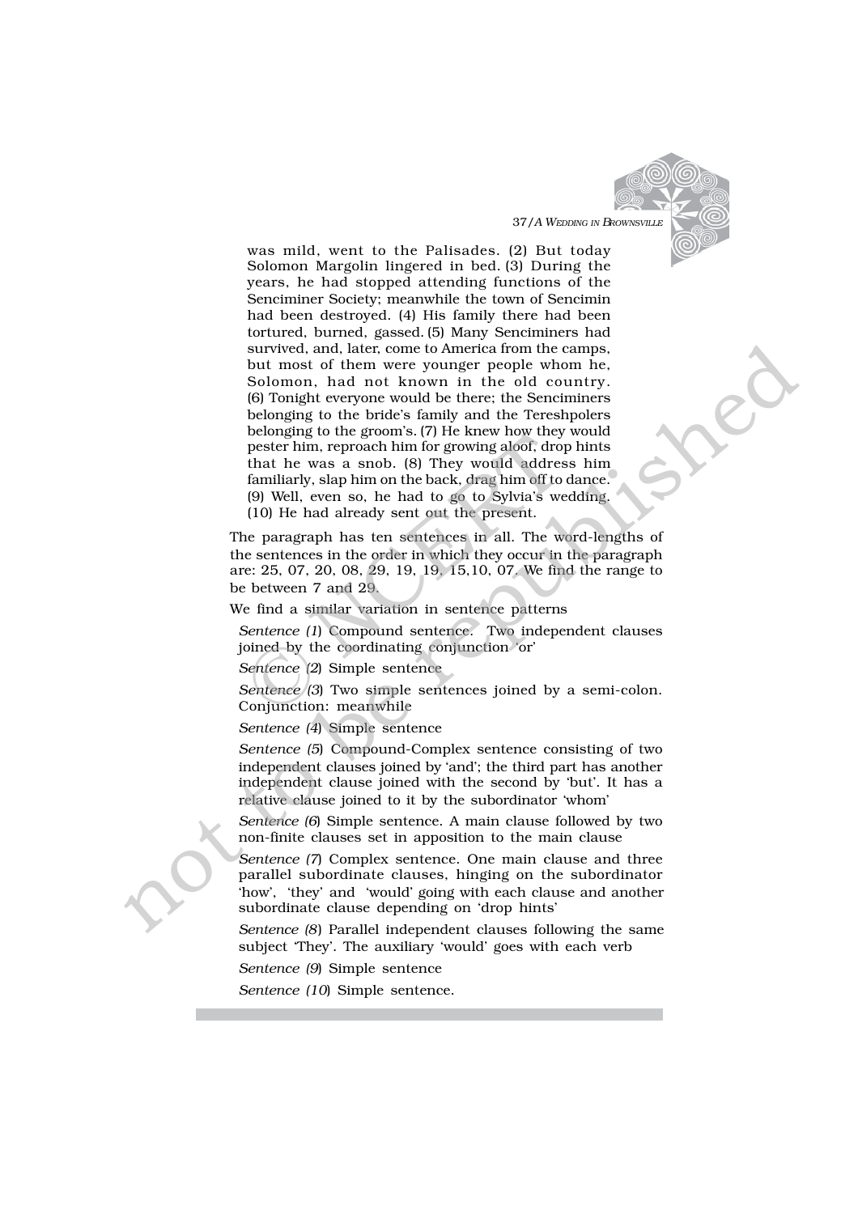was mild, went to the Palisades. (2) But today Solomon Margolin lingered in bed. (3) During the years, he had stopped attending functions of the Senciminer Society; meanwhile the town of Sencimin had been destroyed. (4) His family there had been tortured, burned, gassed. (5) Many Senciminers had survived, and, later, come to America from the camps, but most of them were younger people whom he, Solomon, had not known in the old country. (6) Tonight everyone would be there; the Senciminers belonging to the bride's family and the Tereshpolers belonging to the groom's. (7) He knew how they would pester him, reproach him for growing aloof, drop hints that he was a snob. (8) They would address him familiarly, slap him on the back, drag him off to dance. (9) Well, even so, he had to go to Sylvia's wedding. (10) He had already sent out the present.

The paragraph has ten sentences in all. The word-lengths of the sentences in the order in which they occur in the paragraph are: 25, 07, 20, 08, 29, 19, 19, 15,10, 07. We find the range to be between 7 and 29.

We find a similar variation in sentence patterns

*Sentence (1*) Compound sentence. Two independent clauses joined by the coordinating conjunction 'or'

*Sentence (2*) Simple sentence

*Sentence (3*) Two simple sentences joined by a semi-colon. Conjunction: meanwhile

*Sentence (4*) Simple sentence

*Sentence (5*) Compound-Complex sentence consisting of two independent clauses joined by 'and'; the third part has another independent clause joined with the second by 'but'. It has a relative clause joined to it by the subordinator 'whom'

*Sentence (6*) Simple sentence. A main clause followed by two non-finite clauses set in apposition to the main clause

*Sentence (7*) Complex sentence. One main clause and three parallel subordinate clauses, hinging on the subordinator 'how', 'they' and 'would' going with each clause and another subordinate clause depending on 'drop hints'

*Sentence (8*) Parallel independent clauses following the same subject 'They'. The auxiliary 'would' goes with each verb

*Sentence (9*) Simple sentence

*Sentence (10*) Simple sentence.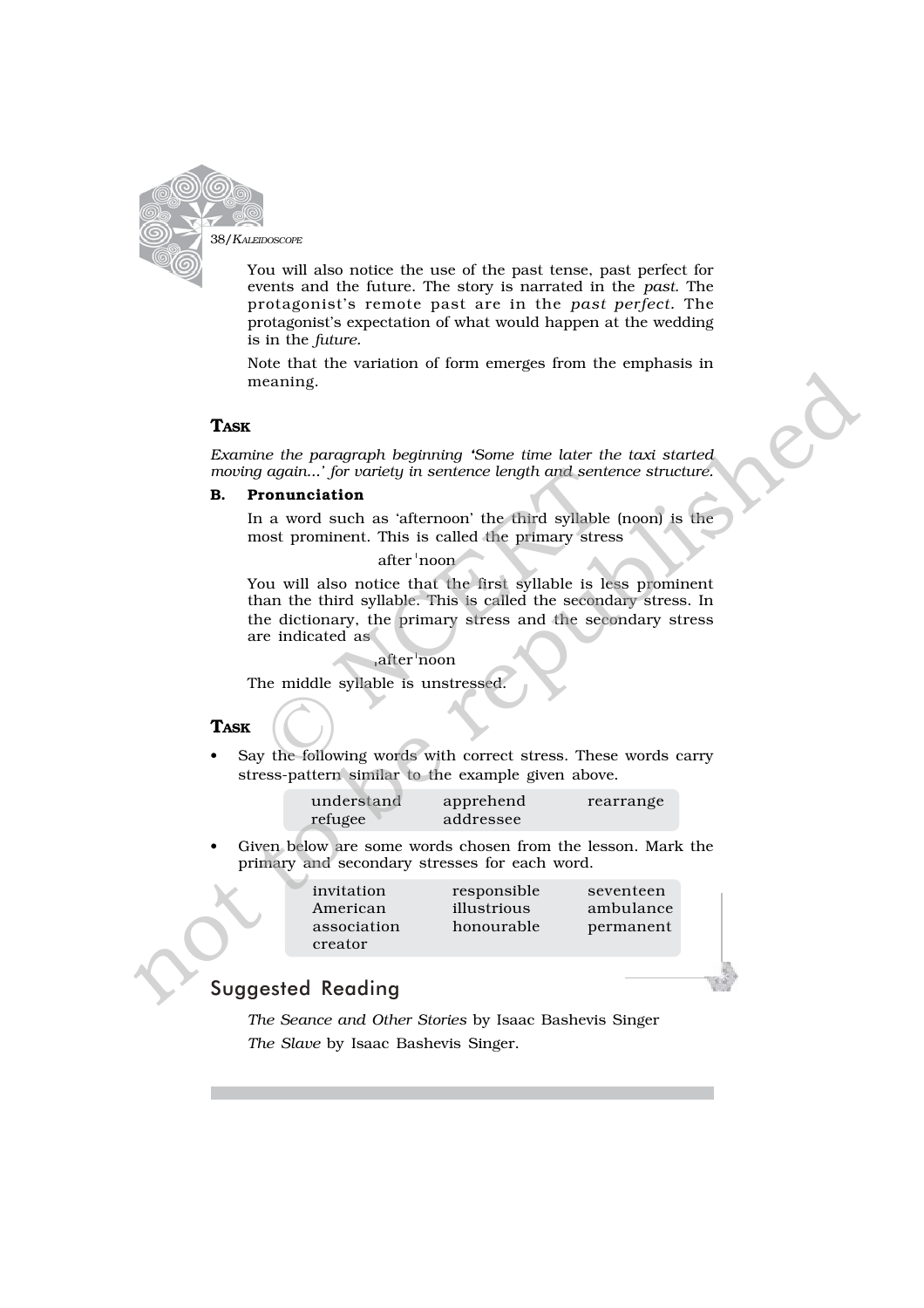You will also notice the use of the past tense, past perfect for events and the future. The story is narrated in the *past*. The protagonist's remote past are in the *past perfect*. The protagonist's expectation of what would happen at the wedding is in the *future*.

Note that the variation of form emerges from the emphasis in meaning.

### Task

*Examine the paragraph beginning 'Some time later the taxi started moving again...' for variety in sentence length and sentence structure.*

### B. Pronunciation

In a word such as 'afternoon' the third syllable (noon) is the most prominent. This is called the primary stress

after ˈnoon

You will also notice that the first syllable is less prominent than the third syllable. This is called the secondary stress. In the dictionary, the primary stress and the secondary stress are indicated as

ˌafter ˈnoon

The middle syllable is unstressed.

### Task

- Say the following words with correct stress. These words carry stress-pattern similar to the example given above.

| | | |
|---|---|---|
| understand | apprehend | rearrange |
| refugee | addressee | |

- Given below are some words chosen from the lesson. Mark the primary and secondary stresses for each word.

| | | |
|---|---|---|
| invitation | responsible | seventeen |
| American | illustrious | ambulance |
| association | honourable | permanent |
| creator | | |

## Suggested Reading

*The Seance and Other Stories* by Isaac Bashevis Singer

*The Slave* by Isaac Bashevis Singer.